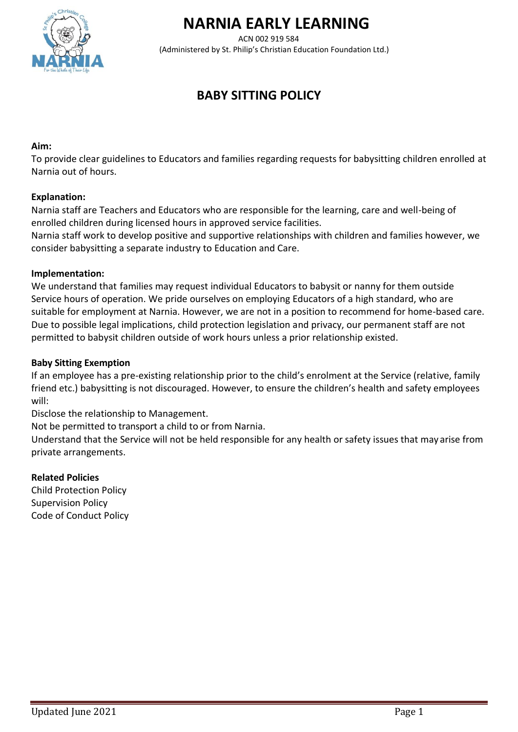# NARNIA EARLY LEARNING

ACN 002 919 584
(Administered by St. Philip's Christian Education Foundation Ltd.)

## BABY SITTING POLICY

**Aim:**
To provide clear guidelines to Educators and families regarding requests for babysitting children enrolled at Narnia out of hours.

**Explanation:**
Narnia staff are Teachers and Educators who are responsible for the learning, care and well-being of enrolled children during licensed hours in approved service facilities.
Narnia staff work to develop positive and supportive relationships with children and families however, we consider babysitting a separate industry to Education and Care.

**Implementation:**
We understand that families may request individual Educators to babysit or nanny for them outside Service hours of operation. We pride ourselves on employing Educators of a high standard, who are suitable for employment at Narnia. However, we are not in a position to recommend for home-based care. Due to possible legal implications, child protection legislation and privacy, our permanent staff are not permitted to babysit children outside of work hours unless a prior relationship existed.

**Baby Sitting Exemption**
If an employee has a pre-existing relationship prior to the child's enrolment at the Service (relative, family friend etc.) babysitting is not discouraged. However, to ensure the children's health and safety employees will:
Disclose the relationship to Management.
Not be permitted to transport a child to or from Narnia.
Understand that the Service will not be held responsible for any health or safety issues that may arise from private arrangements.

**Related Policies**
Child Protection Policy
Supervision Policy
Code of Conduct Policy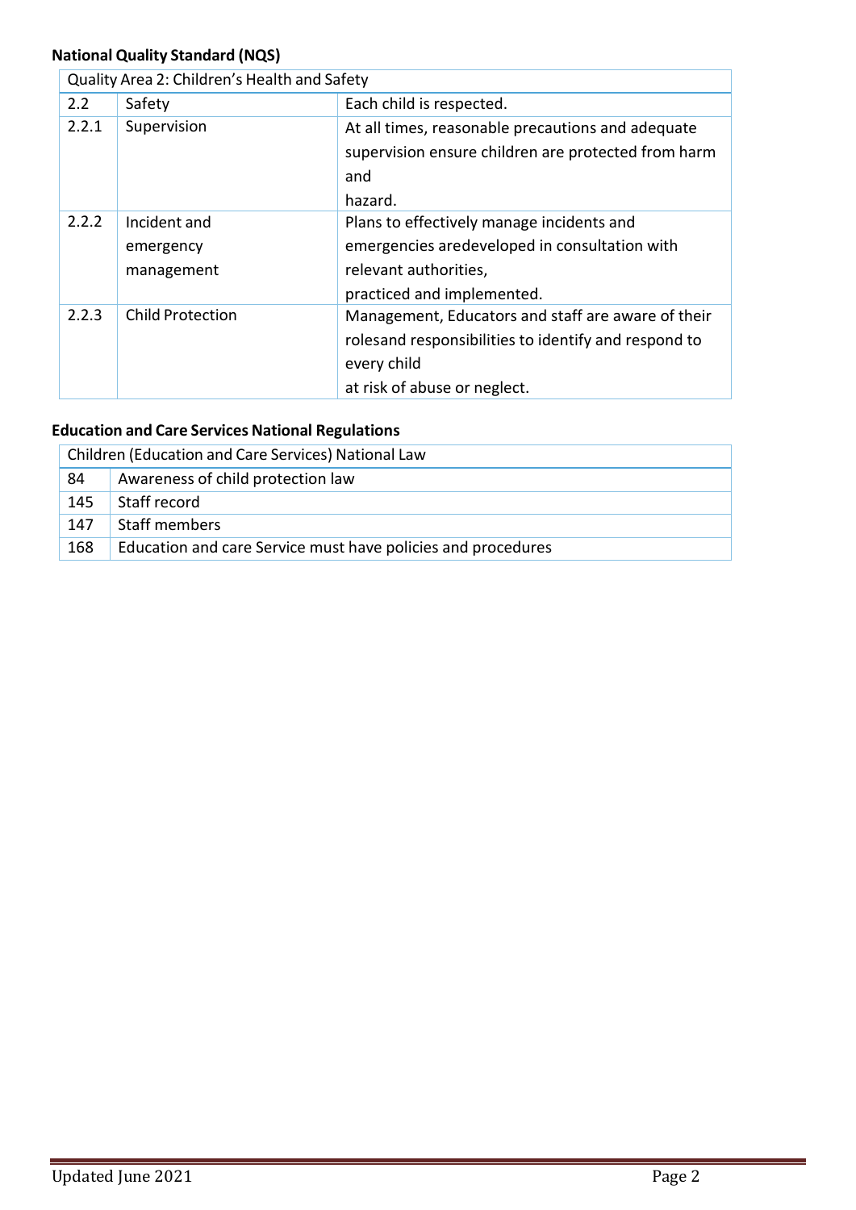**National Quality Standard (NQS)**

| Quality Area 2: Children's Health and Safety | | |
|---|---|---|
| 2.2 | Safety | Each child is respected. |
| 2.2.1 | Supervision | At all times, reasonable precautions and adequate supervision ensure children are protected from harm and hazard. |
| 2.2.2 | Incident and emergency management | Plans to effectively manage incidents and emergencies aredeveloped in consultation with relevant authorities, practiced and implemented. |
| 2.2.3 | Child Protection | Management, Educators and staff are aware of their rolesand responsibilities to identify and respond to every child at risk of abuse or neglect. |

**Education and Care Services National Regulations**

| Children (Education and Care Services) National Law | |
|---|---|
| 84 | Awareness of child protection law |
| 145 | Staff record |
| 147 | Staff members |
| 168 | Education and care Service must have policies and procedures |

Updated June 2021